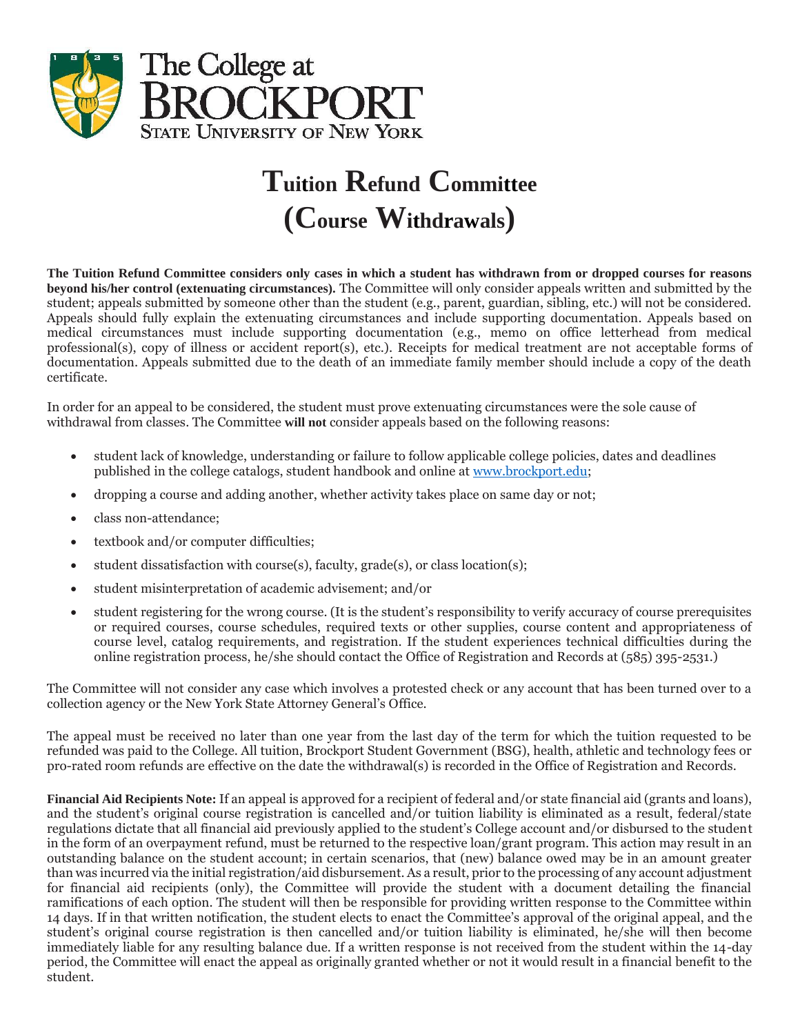The College at BROCKPORT
STATE UNIVERSITY OF NEW YORK

# Tuition Refund Committee (Course Withdrawals)

**The Tuition Refund Committee considers only cases in which a student has withdrawn from or dropped courses for reasons beyond his/her control (extenuating circumstances).** The Committee will only consider appeals written and submitted by the student; appeals submitted by someone other than the student (e.g., parent, guardian, sibling, etc.) will not be considered. Appeals should fully explain the extenuating circumstances and include supporting documentation. Appeals based on medical circumstances must include supporting documentation (e.g., memo on office letterhead from medical professional(s), copy of illness or accident report(s), etc.). Receipts for medical treatment are not acceptable forms of documentation. Appeals submitted due to the death of an immediate family member should include a copy of the death certificate.

In order for an appeal to be considered, the student must prove extenuating circumstances were the sole cause of withdrawal from classes. The Committee **will not** consider appeals based on the following reasons:

- student lack of knowledge, understanding or failure to follow applicable college policies, dates and deadlines published in the college catalogs, student handbook and online at www.brockport.edu;
- dropping a course and adding another, whether activity takes place on same day or not;
- class non-attendance;
- textbook and/or computer difficulties;
- student dissatisfaction with course(s), faculty, grade(s), or class location(s);
- student misinterpretation of academic advisement; and/or
- student registering for the wrong course. (It is the student's responsibility to verify accuracy of course prerequisites or required courses, course schedules, required texts or other supplies, course content and appropriateness of course level, catalog requirements, and registration. If the student experiences technical difficulties during the online registration process, he/she should contact the Office of Registration and Records at (585) 395-2531.)

The Committee will not consider any case which involves a protested check or any account that has been turned over to a collection agency or the New York State Attorney General's Office.

The appeal must be received no later than one year from the last day of the term for which the tuition requested to be refunded was paid to the College. All tuition, Brockport Student Government (BSG), health, athletic and technology fees or pro-rated room refunds are effective on the date the withdrawal(s) is recorded in the Office of Registration and Records.

**Financial Aid Recipients Note:** If an appeal is approved for a recipient of federal and/or state financial aid (grants and loans), and the student's original course registration is cancelled and/or tuition liability is eliminated as a result, federal/state regulations dictate that all financial aid previously applied to the student's College account and/or disbursed to the student in the form of an overpayment refund, must be returned to the respective loan/grant program. This action may result in an outstanding balance on the student account; in certain scenarios, that (new) balance owed may be in an amount greater than was incurred via the initial registration/aid disbursement. As a result, prior to the processing of any account adjustment for financial aid recipients (only), the Committee will provide the student with a document detailing the financial ramifications of each option. The student will then be responsible for providing written response to the Committee within 14 days. If in that written notification, the student elects to enact the Committee's approval of the original appeal, and the student's original course registration is then cancelled and/or tuition liability is eliminated, he/she will then become immediately liable for any resulting balance due. If a written response is not received from the student within the 14-day period, the Committee will enact the appeal as originally granted whether or not it would result in a financial benefit to the student.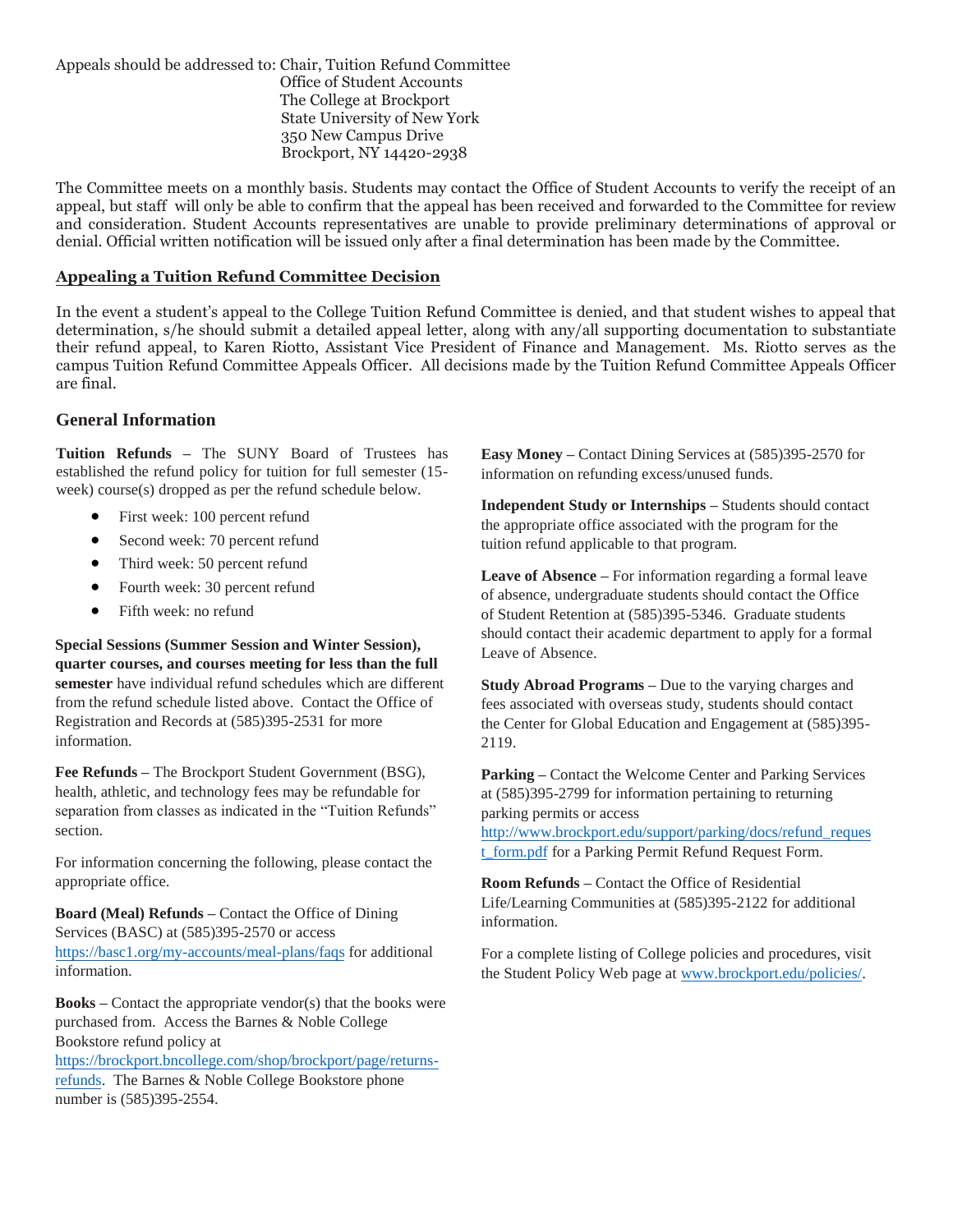Appeals should be addressed to: Chair, Tuition Refund Committee
Office of Student Accounts
The College at Brockport
State University of New York
350 New Campus Drive
Brockport, NY 14420-2938

The Committee meets on a monthly basis. Students may contact the Office of Student Accounts to verify the receipt of an appeal, but staff will only be able to confirm that the appeal has been received and forwarded to the Committee for review and consideration. Student Accounts representatives are unable to provide preliminary determinations of approval or denial. Official written notification will be issued only after a final determination has been made by the Committee.

## Appealing a Tuition Refund Committee Decision

In the event a student's appeal to the College Tuition Refund Committee is denied, and that student wishes to appeal that determination, s/he should submit a detailed appeal letter, along with any/all supporting documentation to substantiate their refund appeal, to Karen Riotto, Assistant Vice President of Finance and Management. Ms. Riotto serves as the campus Tuition Refund Committee Appeals Officer. All decisions made by the Tuition Refund Committee Appeals Officer are final.

## General Information

**Tuition Refunds** – The SUNY Board of Trustees has established the refund policy for tuition for full semester (15-week) course(s) dropped as per the refund schedule below.

- First week: 100 percent refund
- Second week: 70 percent refund
- Third week: 50 percent refund
- Fourth week: 30 percent refund
- Fifth week: no refund

**Special Sessions (Summer Session and Winter Session), quarter courses, and courses meeting for less than the full semester** have individual refund schedules which are different from the refund schedule listed above. Contact the Office of Registration and Records at (585)395-2531 for more information.

**Fee Refunds** – The Brockport Student Government (BSG), health, athletic, and technology fees may be refundable for separation from classes as indicated in the "Tuition Refunds" section.

For information concerning the following, please contact the appropriate office.

**Board (Meal) Refunds** – Contact the Office of Dining Services (BASC) at (585)395-2570 or access https://basc1.org/my-accounts/meal-plans/faqs for additional information.

**Books** – Contact the appropriate vendor(s) that the books were purchased from. Access the Barnes & Noble College Bookstore refund policy at https://brockport.bncollege.com/shop/brockport/page/returns-refunds. The Barnes & Noble College Bookstore phone number is (585)395-2554.

**Easy Money** – Contact Dining Services at (585)395-2570 for information on refunding excess/unused funds.

**Independent Study or Internships** – Students should contact the appropriate office associated with the program for the tuition refund applicable to that program.

**Leave of Absence** – For information regarding a formal leave of absence, undergraduate students should contact the Office of Student Retention at (585)395-5346. Graduate students should contact their academic department to apply for a formal Leave of Absence.

**Study Abroad Programs** – Due to the varying charges and fees associated with overseas study, students should contact the Center for Global Education and Engagement at (585)395-2119.

**Parking** – Contact the Welcome Center and Parking Services at (585)395-2799 for information pertaining to returning parking permits or access http://www.brockport.edu/support/parking/docs/refund_request_form.pdf for a Parking Permit Refund Request Form.

**Room Refunds** – Contact the Office of Residential Life/Learning Communities at (585)395-2122 for additional information.

For a complete listing of College policies and procedures, visit the Student Policy Web page at www.brockport.edu/policies/.